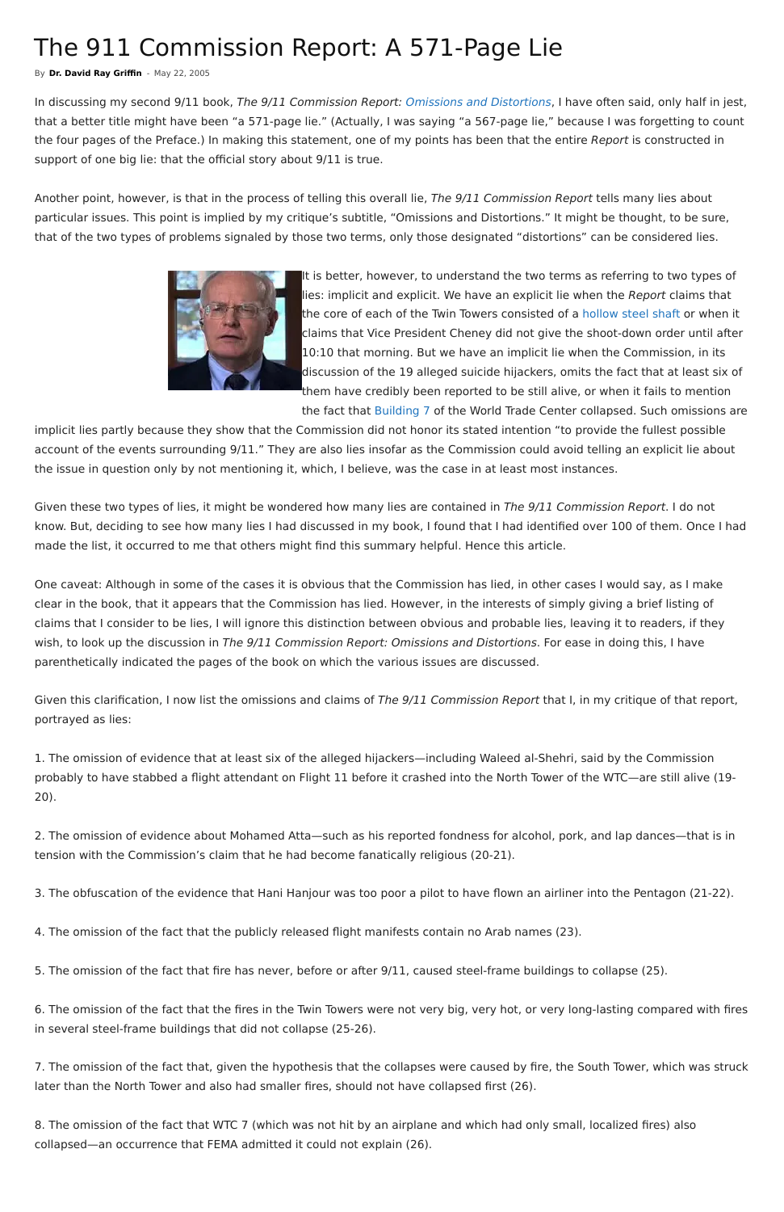# The 911 Commission Report: A 571-Page Lie

By **Dr. David Ray Griffin** - May 22, 2005

In discussing my second 9/11 book, *The 9/11 Commission Report: Omissions and Distortions*, I have often said, only half in jest, that a better title might have been "a 571-page lie." (Actually, I was saying "a 567-page lie," because I was forgetting to count the four pages of the Preface.) In making this statement, one of my points has been that the entire *Report* is constructed in support of one big lie: that the official story about 9/11 is true.

Another point, however, is that in the process of telling this overall lie, *The 9/11 Commission Report* tells many lies about particular issues. This point is implied by my critique's subtitle, "Omissions and Distortions." It might be thought, to be sure, that of the two types of problems signaled by those two terms, only those designated "distortions" can be considered lies.

It is better, however, to understand the two terms as referring to two types of lies: implicit and explicit. We have an explicit lie when the *Report* claims that the core of each of the Twin Towers consisted of a hollow steel shaft or when it claims that Vice President Cheney did not give the shoot-down order until after 10:10 that morning. But we have an implicit lie when the Commission, in its discussion of the 19 alleged suicide hijackers, omits the fact that at least six of them have credibly been reported to be still alive, or when it fails to mention the fact that Building 7 of the World Trade Center collapsed. Such omissions are implicit lies partly because they show that the Commission did not honor its stated intention "to provide the fullest possible account of the events surrounding 9/11." They are also lies insofar as the Commission could avoid telling an explicit lie about the issue in question only by not mentioning it, which, I believe, was the case in at least most instances.

Given these two types of lies, it might be wondered how many lies are contained in *The 9/11 Commission Report*. I do not know. But, deciding to see how many lies I had discussed in my book, I found that I had identified over 100 of them. Once I had made the list, it occurred to me that others might find this summary helpful. Hence this article.

One caveat: Although in some of the cases it is obvious that the Commission has lied, in other cases I would say, as I make clear in the book, that it appears that the Commission has lied. However, in the interests of simply giving a brief listing of claims that I consider to be lies, I will ignore this distinction between obvious and probable lies, leaving it to readers, if they wish, to look up the discussion in *The 9/11 Commission Report: Omissions and Distortions*. For ease in doing this, I have parenthetically indicated the pages of the book on which the various issues are discussed.

Given this clarification, I now list the omissions and claims of *The 9/11 Commission Report* that I, in my critique of that report, portrayed as lies:

1. The omission of evidence that at least six of the alleged hijackers—including Waleed al-Shehri, said by the Commission probably to have stabbed a flight attendant on Flight 11 before it crashed into the North Tower of the WTC—are still alive (19-20).

2. The omission of evidence about Mohamed Atta—such as his reported fondness for alcohol, pork, and lap dances—that is in tension with the Commission's claim that he had become fanatically religious (20-21).

3. The obfuscation of the evidence that Hani Hanjour was too poor a pilot to have flown an airliner into the Pentagon (21-22).

4. The omission of the fact that the publicly released flight manifests contain no Arab names (23).

5. The omission of the fact that fire has never, before or after 9/11, caused steel-frame buildings to collapse (25).

6. The omission of the fact that the fires in the Twin Towers were not very big, very hot, or very long-lasting compared with fires in several steel-frame buildings that did not collapse (25-26).

7. The omission of the fact that, given the hypothesis that the collapses were caused by fire, the South Tower, which was struck later than the North Tower and also had smaller fires, should not have collapsed first (26).

8. The omission of the fact that WTC 7 (which was not hit by an airplane and which had only small, localized fires) also collapsed—an occurrence that FEMA admitted it could not explain (26).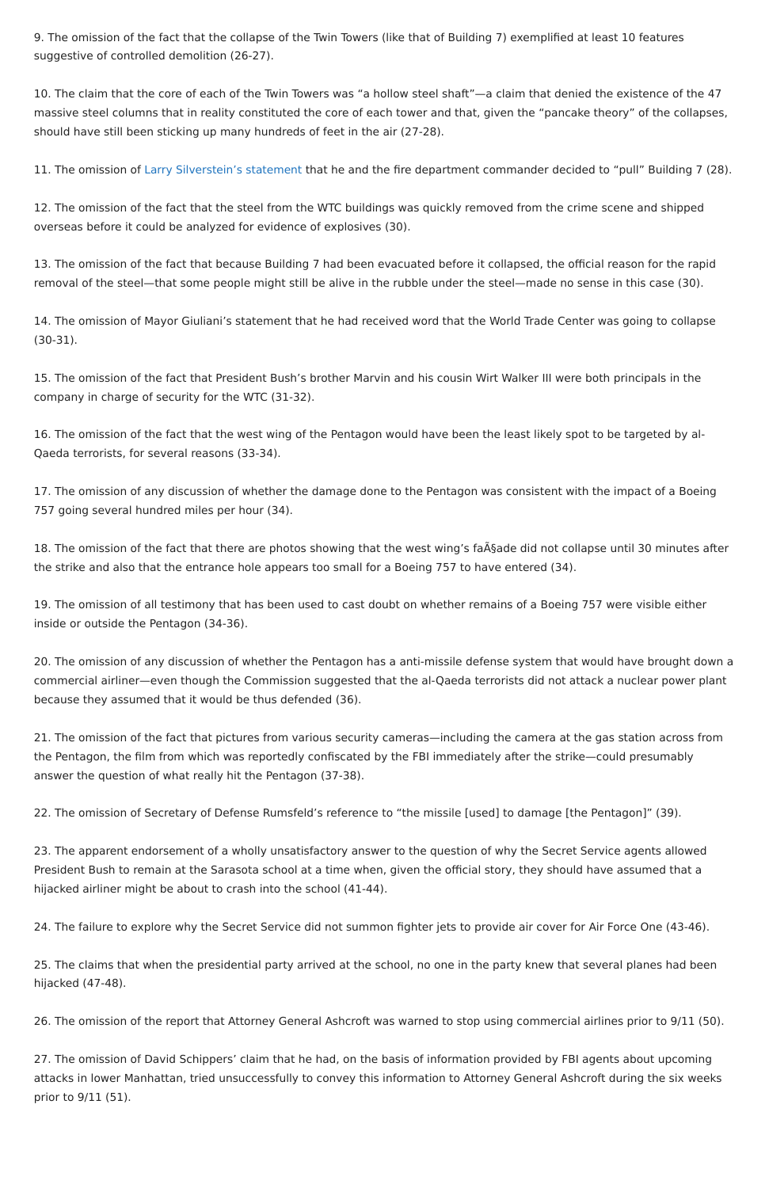9. The omission of the fact that the collapse of the Twin Towers (like that of Building 7) exemplified at least 10 features suggestive of controlled demolition (26-27).

10. The claim that the core of each of the Twin Towers was “a hollow steel shaft”—a claim that denied the existence of the 47 massive steel columns that in reality constituted the core of each tower and that, given the “pancake theory” of the collapses, should have still been sticking up many hundreds of feet in the air (27-28).

11. The omission of Larry Silverstein’s statement that he and the fire department commander decided to “pull” Building 7 (28).

12. The omission of the fact that the steel from the WTC buildings was quickly removed from the crime scene and shipped overseas before it could be analyzed for evidence of explosives (30).

13. The omission of the fact that because Building 7 had been evacuated before it collapsed, the official reason for the rapid removal of the steel—that some people might still be alive in the rubble under the steel—made no sense in this case (30).

14. The omission of Mayor Giuliani’s statement that he had received word that the World Trade Center was going to collapse (30-31).

15. The omission of the fact that President Bush’s brother Marvin and his cousin Wirt Walker III were both principals in the company in charge of security for the WTC (31-32).

16. The omission of the fact that the west wing of the Pentagon would have been the least likely spot to be targeted by al-Qaeda terrorists, for several reasons (33-34).

17. The omission of any discussion of whether the damage done to the Pentagon was consistent with the impact of a Boeing 757 going several hundred miles per hour (34).

18. The omission of the fact that there are photos showing that the west wing’s faÃ§ade did not collapse until 30 minutes after the strike and also that the entrance hole appears too small for a Boeing 757 to have entered (34).

19. The omission of all testimony that has been used to cast doubt on whether remains of a Boeing 757 were visible either inside or outside the Pentagon (34-36).

20. The omission of any discussion of whether the Pentagon has a anti-missile defense system that would have brought down a commercial airliner—even though the Commission suggested that the al-Qaeda terrorists did not attack a nuclear power plant because they assumed that it would be thus defended (36).

21. The omission of the fact that pictures from various security cameras—including the camera at the gas station across from the Pentagon, the film from which was reportedly confiscated by the FBI immediately after the strike—could presumably answer the question of what really hit the Pentagon (37-38).

22. The omission of Secretary of Defense Rumsfeld’s reference to “the missile [used] to damage [the Pentagon]” (39).

23. The apparent endorsement of a wholly unsatisfactory answer to the question of why the Secret Service agents allowed President Bush to remain at the Sarasota school at a time when, given the official story, they should have assumed that a hijacked airliner might be about to crash into the school (41-44).

24. The failure to explore why the Secret Service did not summon fighter jets to provide air cover for Air Force One (43-46).

25. The claims that when the presidential party arrived at the school, no one in the party knew that several planes had been hijacked (47-48).

26. The omission of the report that Attorney General Ashcroft was warned to stop using commercial airlines prior to 9/11 (50).

27. The omission of David Schippers’ claim that he had, on the basis of information provided by FBI agents about upcoming attacks in lower Manhattan, tried unsuccessfully to convey this information to Attorney General Ashcroft during the six weeks prior to 9/11 (51).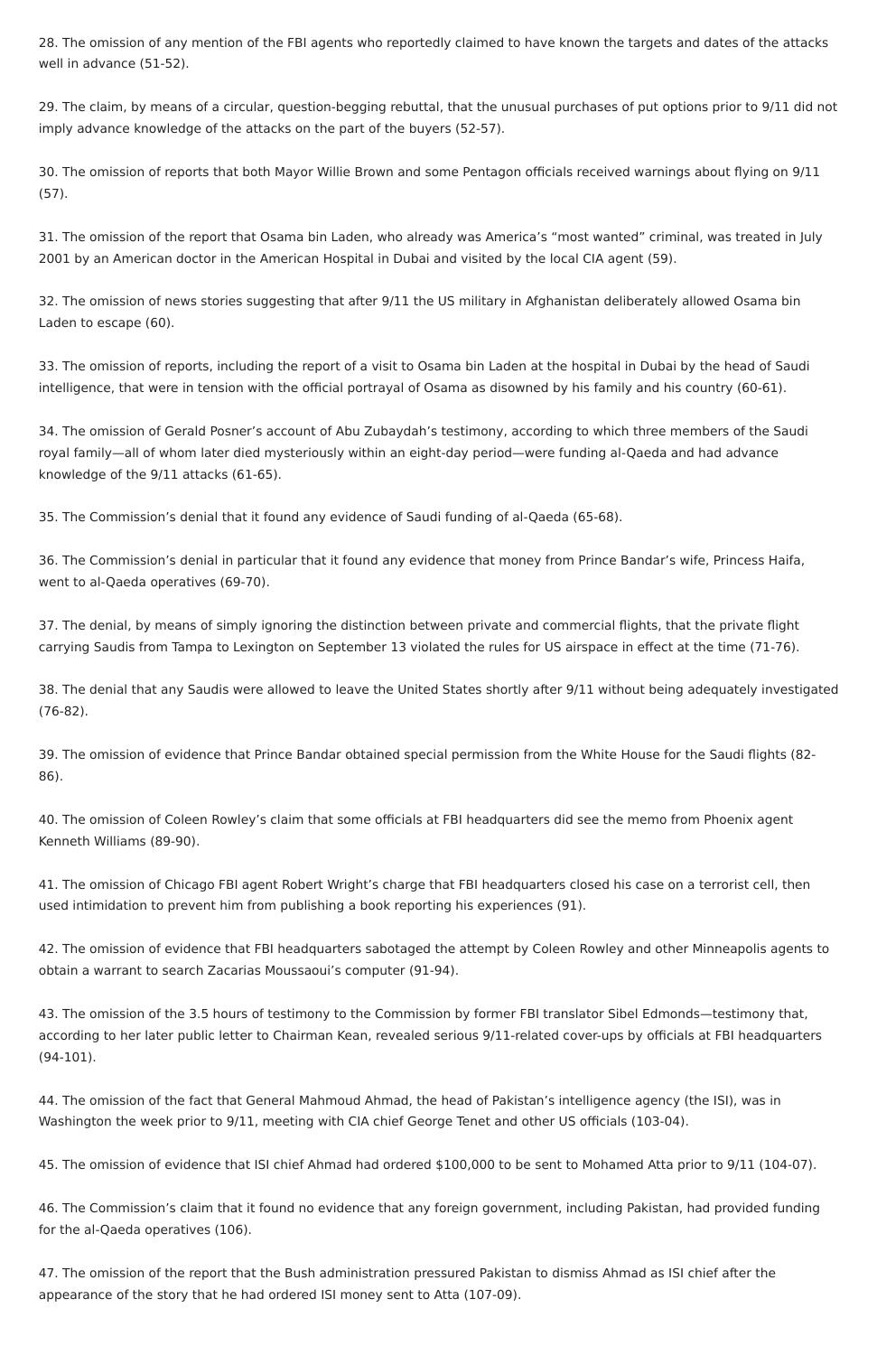28. The omission of any mention of the FBI agents who reportedly claimed to have known the targets and dates of the attacks well in advance (51-52).

29. The claim, by means of a circular, question-begging rebuttal, that the unusual purchases of put options prior to 9/11 did not imply advance knowledge of the attacks on the part of the buyers (52-57).

30. The omission of reports that both Mayor Willie Brown and some Pentagon officials received warnings about flying on 9/11 (57).

31. The omission of the report that Osama bin Laden, who already was America's "most wanted" criminal, was treated in July 2001 by an American doctor in the American Hospital in Dubai and visited by the local CIA agent (59).

32. The omission of news stories suggesting that after 9/11 the US military in Afghanistan deliberately allowed Osama bin Laden to escape (60).

33. The omission of reports, including the report of a visit to Osama bin Laden at the hospital in Dubai by the head of Saudi intelligence, that were in tension with the official portrayal of Osama as disowned by his family and his country (60-61).

34. The omission of Gerald Posner's account of Abu Zubaydah's testimony, according to which three members of the Saudi royal family—all of whom later died mysteriously within an eight-day period—were funding al-Qaeda and had advance knowledge of the 9/11 attacks (61-65).

35. The Commission's denial that it found any evidence of Saudi funding of al-Qaeda (65-68).

36. The Commission's denial in particular that it found any evidence that money from Prince Bandar's wife, Princess Haifa, went to al-Qaeda operatives (69-70).

37. The denial, by means of simply ignoring the distinction between private and commercial flights, that the private flight carrying Saudis from Tampa to Lexington on September 13 violated the rules for US airspace in effect at the time (71-76).

38. The denial that any Saudis were allowed to leave the United States shortly after 9/11 without being adequately investigated (76-82).

39. The omission of evidence that Prince Bandar obtained special permission from the White House for the Saudi flights (82-86).

40. The omission of Coleen Rowley's claim that some officials at FBI headquarters did see the memo from Phoenix agent Kenneth Williams (89-90).

41. The omission of Chicago FBI agent Robert Wright's charge that FBI headquarters closed his case on a terrorist cell, then used intimidation to prevent him from publishing a book reporting his experiences (91).

42. The omission of evidence that FBI headquarters sabotaged the attempt by Coleen Rowley and other Minneapolis agents to obtain a warrant to search Zacarias Moussaoui's computer (91-94).

43. The omission of the 3.5 hours of testimony to the Commission by former FBI translator Sibel Edmonds—testimony that, according to her later public letter to Chairman Kean, revealed serious 9/11-related cover-ups by officials at FBI headquarters (94-101).

44. The omission of the fact that General Mahmoud Ahmad, the head of Pakistan's intelligence agency (the ISI), was in Washington the week prior to 9/11, meeting with CIA chief George Tenet and other US officials (103-04).

45. The omission of evidence that ISI chief Ahmad had ordered $100,000 to be sent to Mohamed Atta prior to 9/11 (104-07).

46. The Commission's claim that it found no evidence that any foreign government, including Pakistan, had provided funding for the al-Qaeda operatives (106).

47. The omission of the report that the Bush administration pressured Pakistan to dismiss Ahmad as ISI chief after the appearance of the story that he had ordered ISI money sent to Atta (107-09).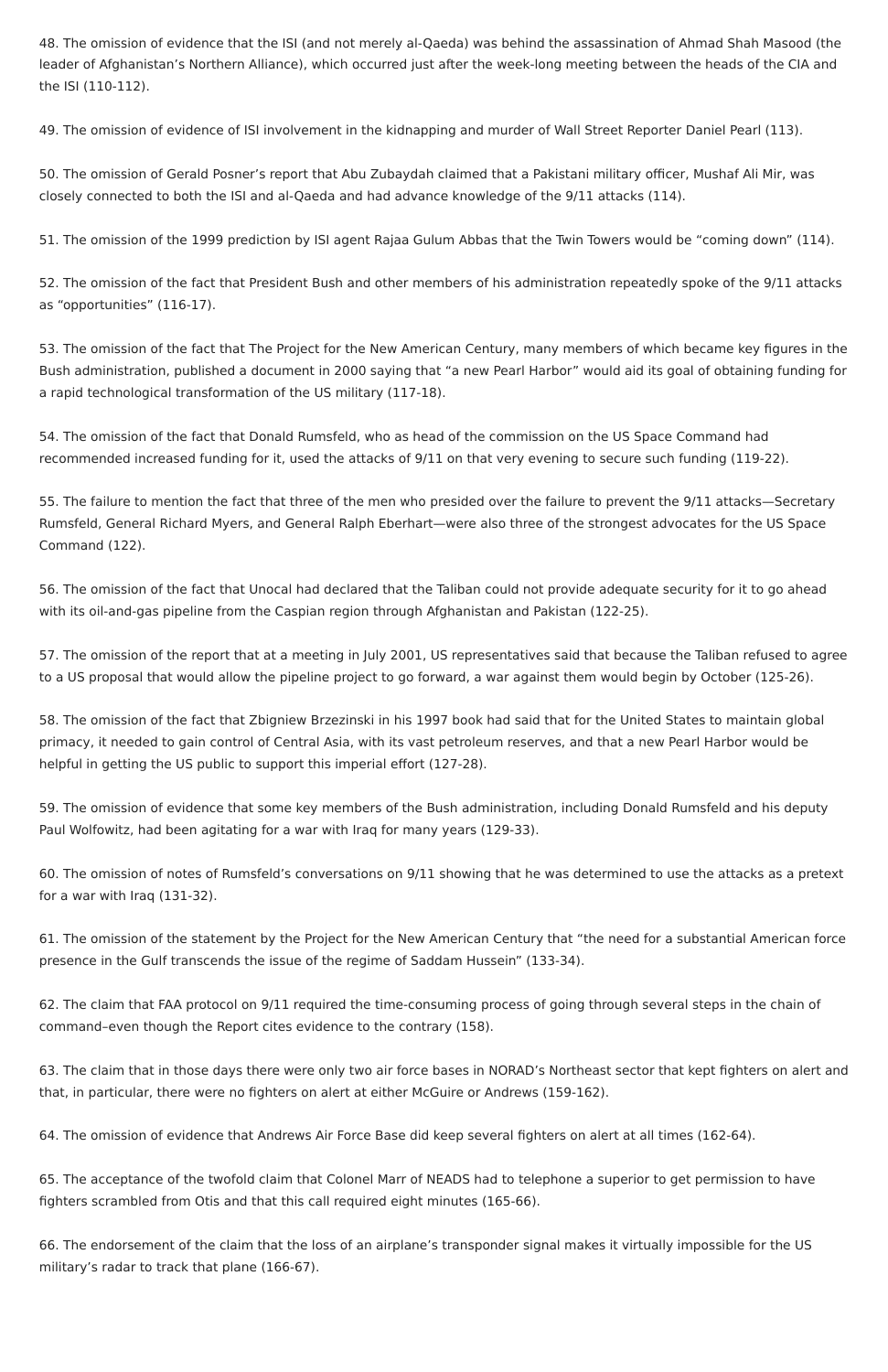48. The omission of evidence that the ISI (and not merely al-Qaeda) was behind the assassination of Ahmad Shah Masood (the leader of Afghanistan's Northern Alliance), which occurred just after the week-long meeting between the heads of the CIA and the ISI (110-112).

49. The omission of evidence of ISI involvement in the kidnapping and murder of Wall Street Reporter Daniel Pearl (113).

50. The omission of Gerald Posner's report that Abu Zubaydah claimed that a Pakistani military officer, Mushaf Ali Mir, was closely connected to both the ISI and al-Qaeda and had advance knowledge of the 9/11 attacks (114).

51. The omission of the 1999 prediction by ISI agent Rajaa Gulum Abbas that the Twin Towers would be "coming down" (114).

52. The omission of the fact that President Bush and other members of his administration repeatedly spoke of the 9/11 attacks as "opportunities" (116-17).

53. The omission of the fact that The Project for the New American Century, many members of which became key figures in the Bush administration, published a document in 2000 saying that "a new Pearl Harbor" would aid its goal of obtaining funding for a rapid technological transformation of the US military (117-18).

54. The omission of the fact that Donald Rumsfeld, who as head of the commission on the US Space Command had recommended increased funding for it, used the attacks of 9/11 on that very evening to secure such funding (119-22).

55. The failure to mention the fact that three of the men who presided over the failure to prevent the 9/11 attacks—Secretary Rumsfeld, General Richard Myers, and General Ralph Eberhart—were also three of the strongest advocates for the US Space Command (122).

56. The omission of the fact that Unocal had declared that the Taliban could not provide adequate security for it to go ahead with its oil-and-gas pipeline from the Caspian region through Afghanistan and Pakistan (122-25).

57. The omission of the report that at a meeting in July 2001, US representatives said that because the Taliban refused to agree to a US proposal that would allow the pipeline project to go forward, a war against them would begin by October (125-26).

58. The omission of the fact that Zbigniew Brzezinski in his 1997 book had said that for the United States to maintain global primacy, it needed to gain control of Central Asia, with its vast petroleum reserves, and that a new Pearl Harbor would be helpful in getting the US public to support this imperial effort (127-28).

59. The omission of evidence that some key members of the Bush administration, including Donald Rumsfeld and his deputy Paul Wolfowitz, had been agitating for a war with Iraq for many years (129-33).

60. The omission of notes of Rumsfeld's conversations on 9/11 showing that he was determined to use the attacks as a pretext for a war with Iraq (131-32).

61. The omission of the statement by the Project for the New American Century that "the need for a substantial American force presence in the Gulf transcends the issue of the regime of Saddam Hussein" (133-34).

62. The claim that FAA protocol on 9/11 required the time-consuming process of going through several steps in the chain of command–even though the Report cites evidence to the contrary (158).

63. The claim that in those days there were only two air force bases in NORAD's Northeast sector that kept fighters on alert and that, in particular, there were no fighters on alert at either McGuire or Andrews (159-162).

64. The omission of evidence that Andrews Air Force Base did keep several fighters on alert at all times (162-64).

65. The acceptance of the twofold claim that Colonel Marr of NEADS had to telephone a superior to get permission to have fighters scrambled from Otis and that this call required eight minutes (165-66).

66. The endorsement of the claim that the loss of an airplane's transponder signal makes it virtually impossible for the US military's radar to track that plane (166-67).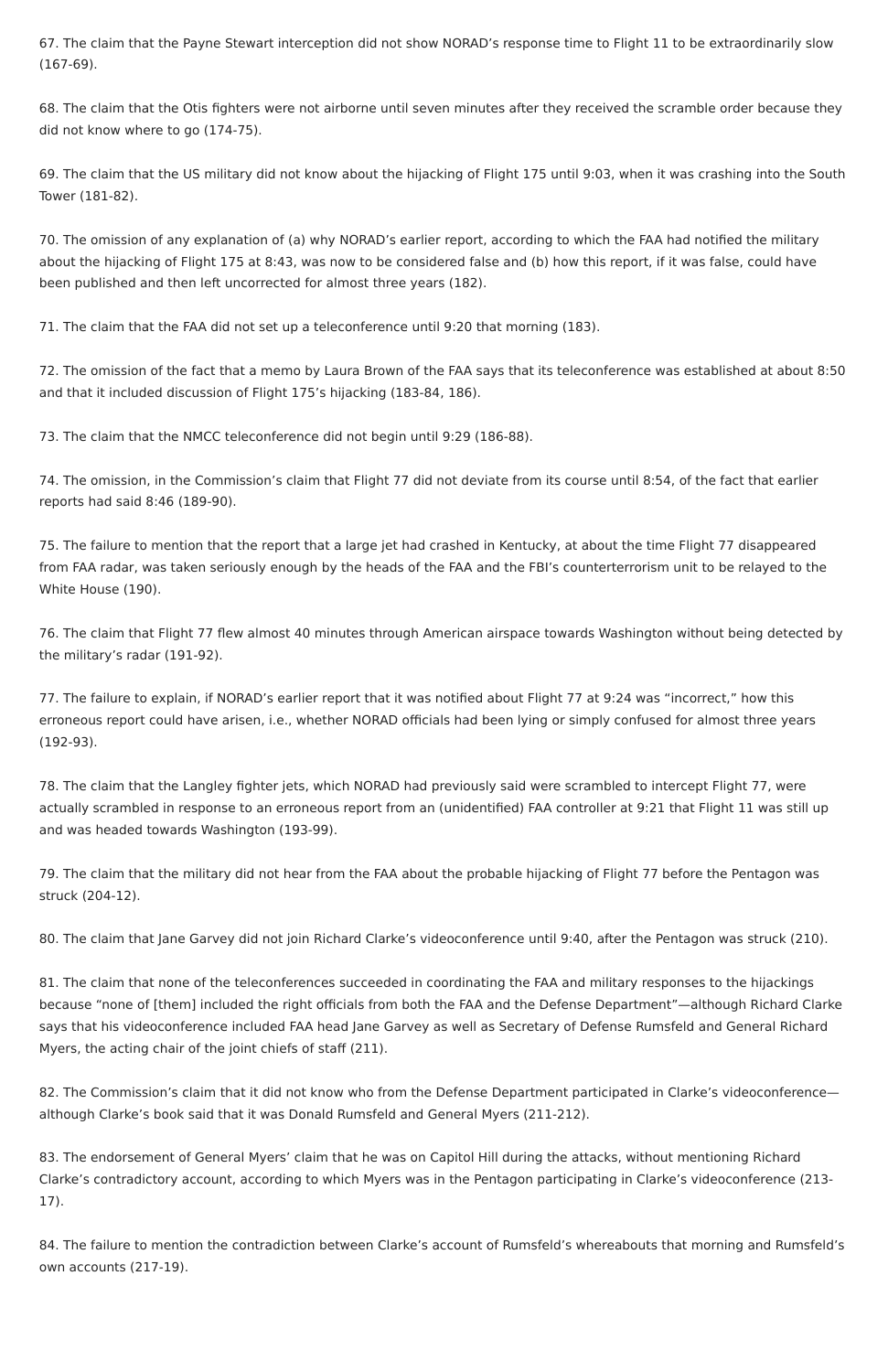67. The claim that the Payne Stewart interception did not show NORAD's response time to Flight 11 to be extraordinarily slow (167-69).

68. The claim that the Otis fighters were not airborne until seven minutes after they received the scramble order because they did not know where to go (174-75).

69. The claim that the US military did not know about the hijacking of Flight 175 until 9:03, when it was crashing into the South Tower (181-82).

70. The omission of any explanation of (a) why NORAD's earlier report, according to which the FAA had notified the military about the hijacking of Flight 175 at 8:43, was now to be considered false and (b) how this report, if it was false, could have been published and then left uncorrected for almost three years (182).

71. The claim that the FAA did not set up a teleconference until 9:20 that morning (183).

72. The omission of the fact that a memo by Laura Brown of the FAA says that its teleconference was established at about 8:50 and that it included discussion of Flight 175's hijacking (183-84, 186).

73. The claim that the NMCC teleconference did not begin until 9:29 (186-88).

74. The omission, in the Commission's claim that Flight 77 did not deviate from its course until 8:54, of the fact that earlier reports had said 8:46 (189-90).

75. The failure to mention that the report that a large jet had crashed in Kentucky, at about the time Flight 77 disappeared from FAA radar, was taken seriously enough by the heads of the FAA and the FBI's counterterrorism unit to be relayed to the White House (190).

76. The claim that Flight 77 flew almost 40 minutes through American airspace towards Washington without being detected by the military's radar (191-92).

77. The failure to explain, if NORAD's earlier report that it was notified about Flight 77 at 9:24 was "incorrect," how this erroneous report could have arisen, i.e., whether NORAD officials had been lying or simply confused for almost three years (192-93).

78. The claim that the Langley fighter jets, which NORAD had previously said were scrambled to intercept Flight 77, were actually scrambled in response to an erroneous report from an (unidentified) FAA controller at 9:21 that Flight 11 was still up and was headed towards Washington (193-99).

79. The claim that the military did not hear from the FAA about the probable hijacking of Flight 77 before the Pentagon was struck (204-12).

80. The claim that Jane Garvey did not join Richard Clarke's videoconference until 9:40, after the Pentagon was struck (210).

81. The claim that none of the teleconferences succeeded in coordinating the FAA and military responses to the hijackings because "none of [them] included the right officials from both the FAA and the Defense Department"—although Richard Clarke says that his videoconference included FAA head Jane Garvey as well as Secretary of Defense Rumsfeld and General Richard Myers, the acting chair of the joint chiefs of staff (211).

82. The Commission's claim that it did not know who from the Defense Department participated in Clarke's videoconference—although Clarke's book said that it was Donald Rumsfeld and General Myers (211-212).

83. The endorsement of General Myers' claim that he was on Capitol Hill during the attacks, without mentioning Richard Clarke's contradictory account, according to which Myers was in the Pentagon participating in Clarke's videoconference (213-17).

84. The failure to mention the contradiction between Clarke's account of Rumsfeld's whereabouts that morning and Rumsfeld's own accounts (217-19).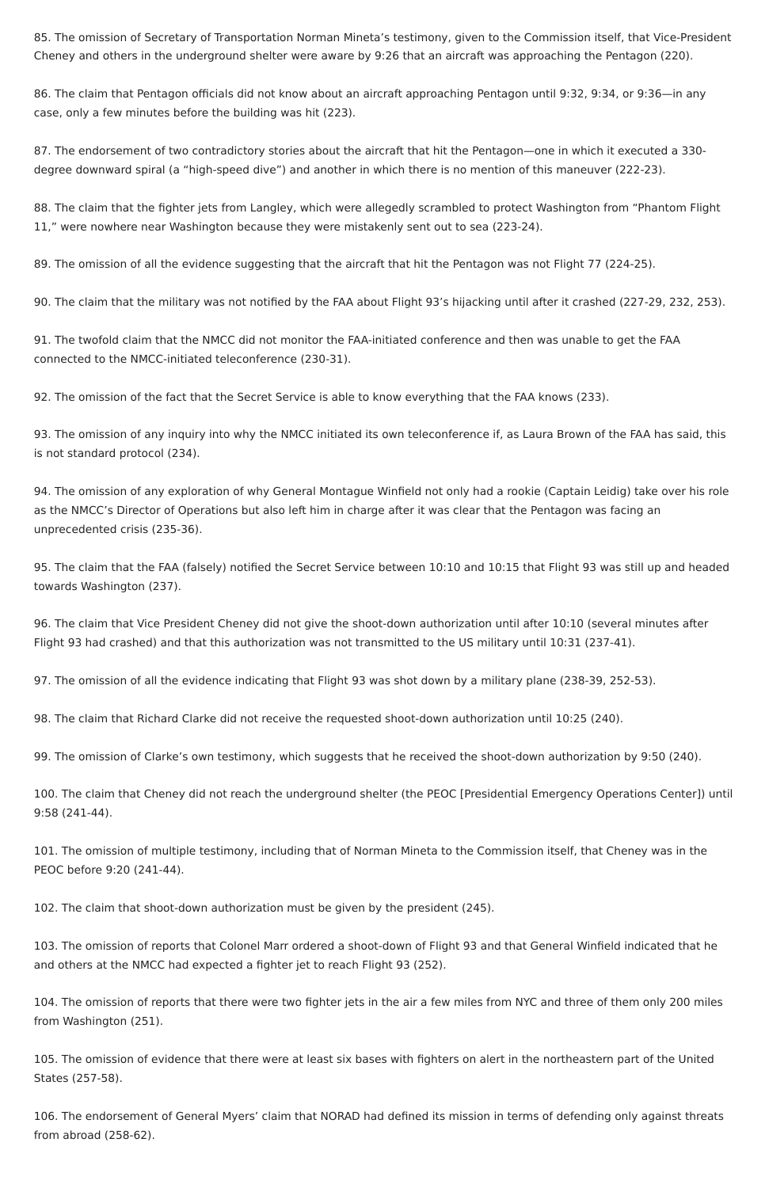85. The omission of Secretary of Transportation Norman Mineta's testimony, given to the Commission itself, that Vice-President Cheney and others in the underground shelter were aware by 9:26 that an aircraft was approaching the Pentagon (220).

86. The claim that Pentagon officials did not know about an aircraft approaching Pentagon until 9:32, 9:34, or 9:36—in any case, only a few minutes before the building was hit (223).

87. The endorsement of two contradictory stories about the aircraft that hit the Pentagon—one in which it executed a 330-degree downward spiral (a "high-speed dive") and another in which there is no mention of this maneuver (222-23).

88. The claim that the fighter jets from Langley, which were allegedly scrambled to protect Washington from "Phantom Flight 11," were nowhere near Washington because they were mistakenly sent out to sea (223-24).

89. The omission of all the evidence suggesting that the aircraft that hit the Pentagon was not Flight 77 (224-25).

90. The claim that the military was not notified by the FAA about Flight 93's hijacking until after it crashed (227-29, 232, 253).

91. The twofold claim that the NMCC did not monitor the FAA-initiated conference and then was unable to get the FAA connected to the NMCC-initiated teleconference (230-31).

92. The omission of the fact that the Secret Service is able to know everything that the FAA knows (233).

93. The omission of any inquiry into why the NMCC initiated its own teleconference if, as Laura Brown of the FAA has said, this is not standard protocol (234).

94. The omission of any exploration of why General Montague Winfield not only had a rookie (Captain Leidig) take over his role as the NMCC's Director of Operations but also left him in charge after it was clear that the Pentagon was facing an unprecedented crisis (235-36).

95. The claim that the FAA (falsely) notified the Secret Service between 10:10 and 10:15 that Flight 93 was still up and headed towards Washington (237).

96. The claim that Vice President Cheney did not give the shoot-down authorization until after 10:10 (several minutes after Flight 93 had crashed) and that this authorization was not transmitted to the US military until 10:31 (237-41).

97. The omission of all the evidence indicating that Flight 93 was shot down by a military plane (238-39, 252-53).

98. The claim that Richard Clarke did not receive the requested shoot-down authorization until 10:25 (240).

99. The omission of Clarke's own testimony, which suggests that he received the shoot-down authorization by 9:50 (240).

100. The claim that Cheney did not reach the underground shelter (the PEOC [Presidential Emergency Operations Center]) until 9:58 (241-44).

101. The omission of multiple testimony, including that of Norman Mineta to the Commission itself, that Cheney was in the PEOC before 9:20 (241-44).

102. The claim that shoot-down authorization must be given by the president (245).

103. The omission of reports that Colonel Marr ordered a shoot-down of Flight 93 and that General Winfield indicated that he and others at the NMCC had expected a fighter jet to reach Flight 93 (252).

104. The omission of reports that there were two fighter jets in the air a few miles from NYC and three of them only 200 miles from Washington (251).

105. The omission of evidence that there were at least six bases with fighters on alert in the northeastern part of the United States (257-58).

106. The endorsement of General Myers' claim that NORAD had defined its mission in terms of defending only against threats from abroad (258-62).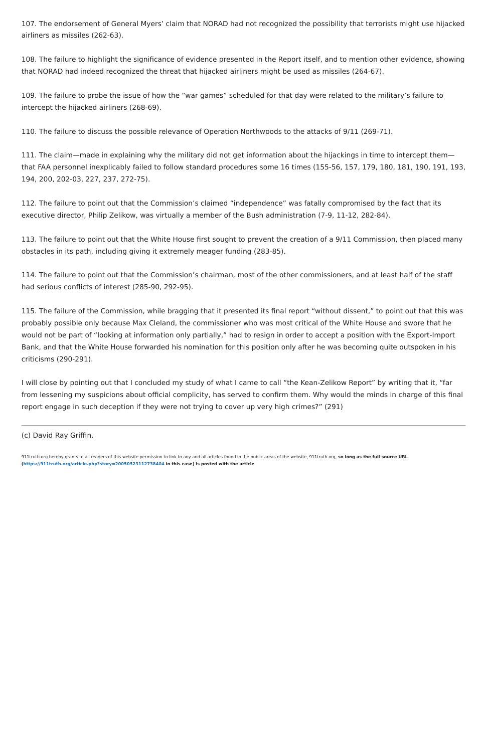107. The endorsement of General Myers' claim that NORAD had not recognized the possibility that terrorists might use hijacked airliners as missiles (262-63).

108. The failure to highlight the significance of evidence presented in the Report itself, and to mention other evidence, showing that NORAD had indeed recognized the threat that hijacked airliners might be used as missiles (264-67).

109. The failure to probe the issue of how the "war games" scheduled for that day were related to the military's failure to intercept the hijacked airliners (268-69).

110. The failure to discuss the possible relevance of Operation Northwoods to the attacks of 9/11 (269-71).

111. The claim—made in explaining why the military did not get information about the hijackings in time to intercept them—that FAA personnel inexplicably failed to follow standard procedures some 16 times (155-56, 157, 179, 180, 181, 190, 191, 193, 194, 200, 202-03, 227, 237, 272-75).

112. The failure to point out that the Commission's claimed "independence" was fatally compromised by the fact that its executive director, Philip Zelikow, was virtually a member of the Bush administration (7-9, 11-12, 282-84).

113. The failure to point out that the White House first sought to prevent the creation of a 9/11 Commission, then placed many obstacles in its path, including giving it extremely meager funding (283-85).

114. The failure to point out that the Commission's chairman, most of the other commissioners, and at least half of the staff had serious conflicts of interest (285-90, 292-95).

115. The failure of the Commission, while bragging that it presented its final report "without dissent," to point out that this was probably possible only because Max Cleland, the commissioner who was most critical of the White House and swore that he would not be part of "looking at information only partially," had to resign in order to accept a position with the Export-Import Bank, and that the White House forwarded his nomination for this position only after he was becoming quite outspoken in his criticisms (290-291).

I will close by pointing out that I concluded my study of what I came to call "the Kean-Zelikow Report" by writing that it, "far from lessening my suspicions about official complicity, has served to confirm them. Why would the minds in charge of this final report engage in such deception if they were not trying to cover up very high crimes?" (291)

---

(c) David Ray Griffin.

911truth.org hereby grants to all readers of this website permission to link to any and all articles found in the public areas of the website, 911truth.org, **so long as the full source URL (https://911truth.org/article.php?story=20050523112738404 in this case) is posted with the article**.